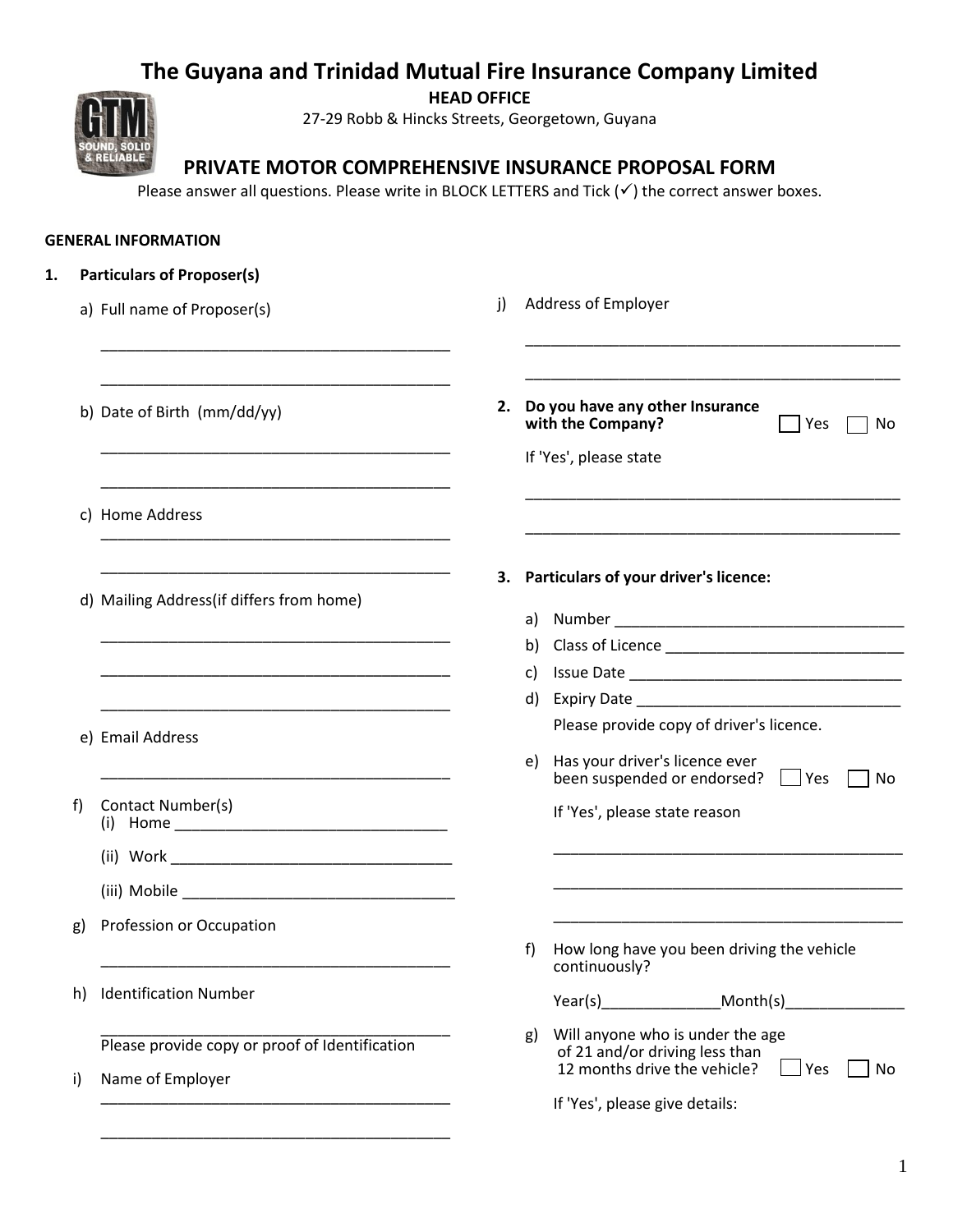# The Guyana and Trinidad Mutual Fire Insurance Company Limited

**HEAD OFFICE**

27-29 Robb & Hincks Streets, Georgetown, Guyana

## PRIVATE MOTOR COMPREHENSIVE INSURANCE PROPOSAL FORM

Please answer all questions. Please write in BLOCK LETTERS and Tick (✓) the correct answer boxes.

**GENERAL INFORMATION**

**1. Particulars of Proposer(s)**

a) Full name of Proposer(s)

______________________________________________

______________________________________________

b) Date of Birth (mm/dd/yy)

______________________________________________

______________________________________________

c) Home Address

______________________________________________

______________________________________________

d) Mailing Address(if differs from home)

______________________________________________

______________________________________________

______________________________________________

e) Email Address

______________________________________________

f) Contact Number(s)

(i) Home ___________________________________

(ii) Work ___________________________________

(iii) Mobile __________________________________

g) Profession or Occupation

______________________________________________

h) Identification Number

______________________________________________

Please provide copy or proof of Identification

i) Name of Employer

______________________________________________

______________________________________________

j) Address of Employer

______________________________________________

______________________________________________

**2. Do you have any other Insurance with the Company?** ☐ Yes ☐ No

If 'Yes', please state

______________________________________________

______________________________________________

**3. Particulars of your driver's licence:**

a) Number ___________________________________

b) Class of Licence ____________________________

c) Issue Date _________________________________

d) Expiry Date ________________________________

Please provide copy of driver's licence.

e) Has your driver's licence ever been suspended or endorsed? ☐ Yes ☐ No

If 'Yes', please state reason

______________________________________________

______________________________________________

______________________________________________

f) How long have you been driving the vehicle continuously?

Year(s)______________Month(s)______________

g) Will anyone who is under the age of 21 and/or driving less than 12 months drive the vehicle? ☐ Yes ☐ No

If 'Yes', please give details: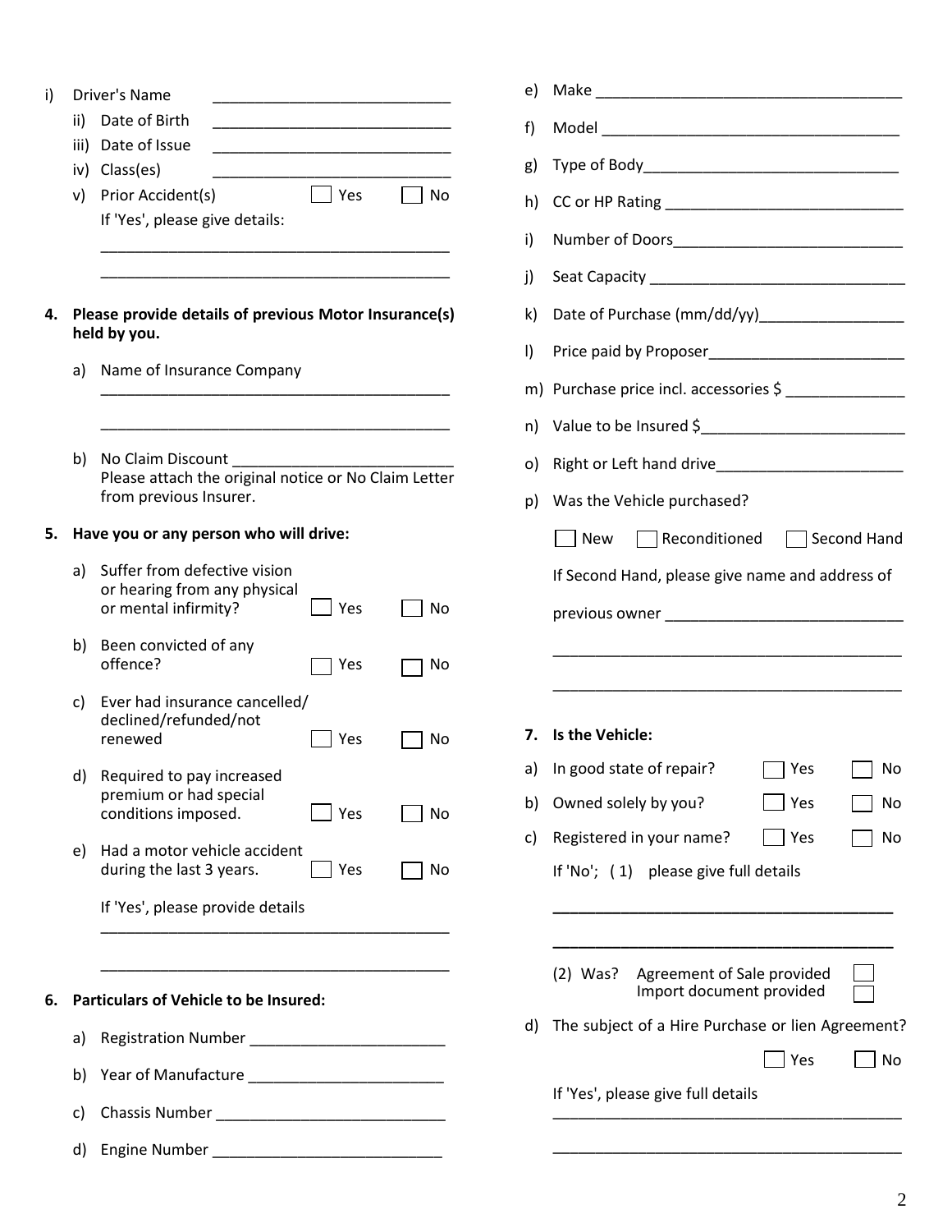i) Driver's Name ____________________________

ii) Date of Birth ____________________________

iii) Date of Issue ____________________________

iv) Class(es) ____________________________

v) Prior Accident(s) ☐ Yes ☐ No

If 'Yes', please give details:

___________________________________________

___________________________________________

**4. Please provide details of previous Motor Insurance(s) held by you.**

a) Name of Insurance Company

___________________________________________

___________________________________________

b) No Claim Discount ___________________________

Please attach the original notice or No Claim Letter from previous Insurer.

**5. Have you or any person who will drive:**

a) Suffer from defective vision or hearing from any physical or mental infirmity? ☐ Yes ☐ No

b) Been convicted of any offence? ☐ Yes ☐ No

c) Ever had insurance cancelled/ declined/refunded/not renewed ☐ Yes ☐ No

d) Required to pay increased premium or had special conditions imposed. ☐ Yes ☐ No

e) Had a motor vehicle accident during the last 3 years. ☐ Yes ☐ No

If 'Yes', please provide details

___________________________________________

___________________________________________

**6. Particulars of Vehicle to be Insured:**

a) Registration Number ________________________

b) Year of Manufacture ________________________

c) Chassis Number ___________________________

d) Engine Number ___________________________

e) Make ____________________________________

f) Model ____________________________________

g) Type of Body______________________________

h) CC or HP Rating ____________________________

i) Number of Doors___________________________

j) Seat Capacity ______________________________

k) Date of Purchase (mm/dd/yy)_________________

l) Price paid by Proposer_______________________

m) Purchase price incl. accessories $ ______________

n) Value to be Insured $________________________

o) Right or Left hand drive______________________

p) Was the Vehicle purchased?

☐ New ☐ Reconditioned ☐ Second Hand

If Second Hand, please give name and address of previous owner ___________________________

___________________________________________

___________________________________________

**7. Is the Vehicle:**

a) In good state of repair? ☐ Yes ☐ No

b) Owned solely by you? ☐ Yes ☐ No

c) Registered in your name? ☐ Yes ☐ No

If 'No'; (1) please give full details

___________________________________________

___________________________________________

(2) Was? Agreement of Sale provided ☐
Import document provided ☐

d) The subject of a Hire Purchase or lien Agreement?

☐ Yes ☐ No

If 'Yes', please give full details

___________________________________________

___________________________________________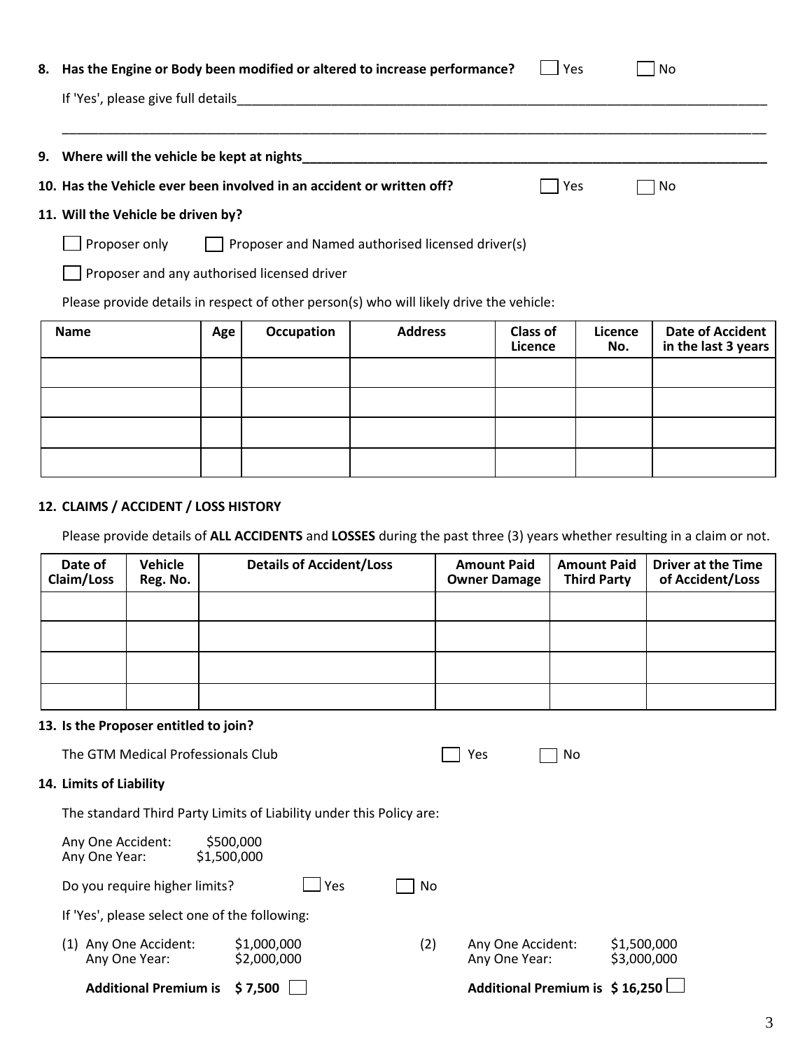**8. Has the Engine or Body been modified or altered to increase performance?** ☐ Yes ☐ No

If 'Yes', please give full details________________________________________________________________________

______________________________________________________________________________________________

**9. Where will the vehicle be kept at nights**________________________________________________________

**10. Has the Vehicle ever been involved in an accident or written off?** ☐ Yes ☐ No

**11. Will the Vehicle be driven by?**

☐ Proposer only ☐ Proposer and Named authorised licensed driver(s)

☐ Proposer and any authorised licensed driver

Please provide details in respect of other person(s) who will likely drive the vehicle:

| Name | Age | Occupation | Address | Class of Licence | Licence No. | Date of Accident in the last 3 years |
|---|---|---|---|---|---|---|
| | | | | | | |
| | | | | | | |
| | | | | | | |
| | | | | | | |

**12. CLAIMS / ACCIDENT / LOSS HISTORY**

Please provide details of **ALL ACCIDENTS** and **LOSSES** during the past three (3) years whether resulting in a claim or not.

| Date of Claim/Loss | Vehicle Reg. No. | Details of Accident/Loss | Amount Paid Owner Damage | Amount Paid Third Party | Driver at the Time of Accident/Loss |
|---|---|---|---|---|---|
| | | | | | |
| | | | | | |
| | | | | | |
| | | | | | |

**13. Is the Proposer entitled to join?**

The GTM Medical Professionals Club ☐ Yes ☐ No

**14. Limits of Liability**

The standard Third Party Limits of Liability under this Policy are:

Any One Accident: $500,000
Any One Year: $1,500,000

Do you require higher limits? ☐ Yes ☐ No

If 'Yes', please select one of the following:

(1) Any One Accident: $1,000,000
Any One Year: $2,000,000

**Additional Premium is $ 7,500** ☐

(2) Any One Accident: $1,500,000
Any One Year: $3,000,000

**Additional Premium is $ 16,250** ☐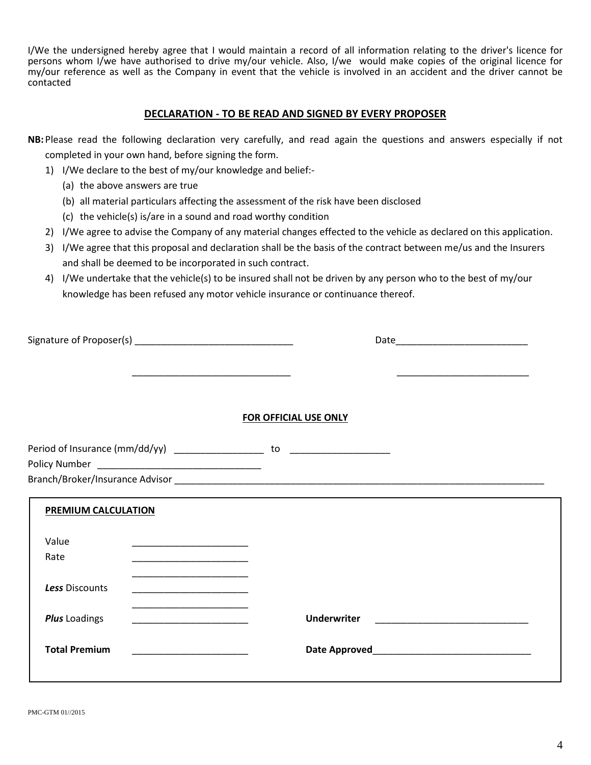I/We the undersigned hereby agree that I would maintain a record of all information relating to the driver's licence for persons whom I/we have authorised to drive my/our vehicle. Also, I/we would make copies of the original licence for my/our reference as well as the Company in event that the vehicle is involved in an accident and the driver cannot be contacted

## DECLARATION - TO BE READ AND SIGNED BY EVERY PROPOSER

**NB:** Please read the following declaration very carefully, and read again the questions and answers especially if not completed in your own hand, before signing the form.

1) I/We declare to the best of my/our knowledge and belief:-
   (a) the above answers are true
   (b) all material particulars affecting the assessment of the risk have been disclosed
   (c) the vehicle(s) is/are in a sound and road worthy condition
2) I/We agree to advise the Company of any material changes effected to the vehicle as declared on this application.
3) I/We agree that this proposal and declaration shall be the basis of the contract between me/us and the Insurers and shall be deemed to be incorporated in such contract.
4) I/We undertake that the vehicle(s) to be insured shall not be driven by any person who to the best of my/our knowledge has been refused any motor vehicle insurance or continuance thereof.

Signature of Proposer(s) ______________________________ Date_________________________

______________________________ _________________________

## FOR OFFICIAL USE ONLY

Period of Insurance (mm/dd/yy) _________________ to ___________________

Policy Number ______________________________

Branch/Broker/Insurance Advisor ______________________________________________________________________

**PREMIUM CALCULATION**

Value ______________________

Rate ______________________

______________________

***Less*** Discounts ______________________

______________________

***Plus*** Loadings ______________________ **Underwriter** ____________________________

**Total Premium** ______________________ **Date Approved**_____________________________

PMC-GTM 01//2015